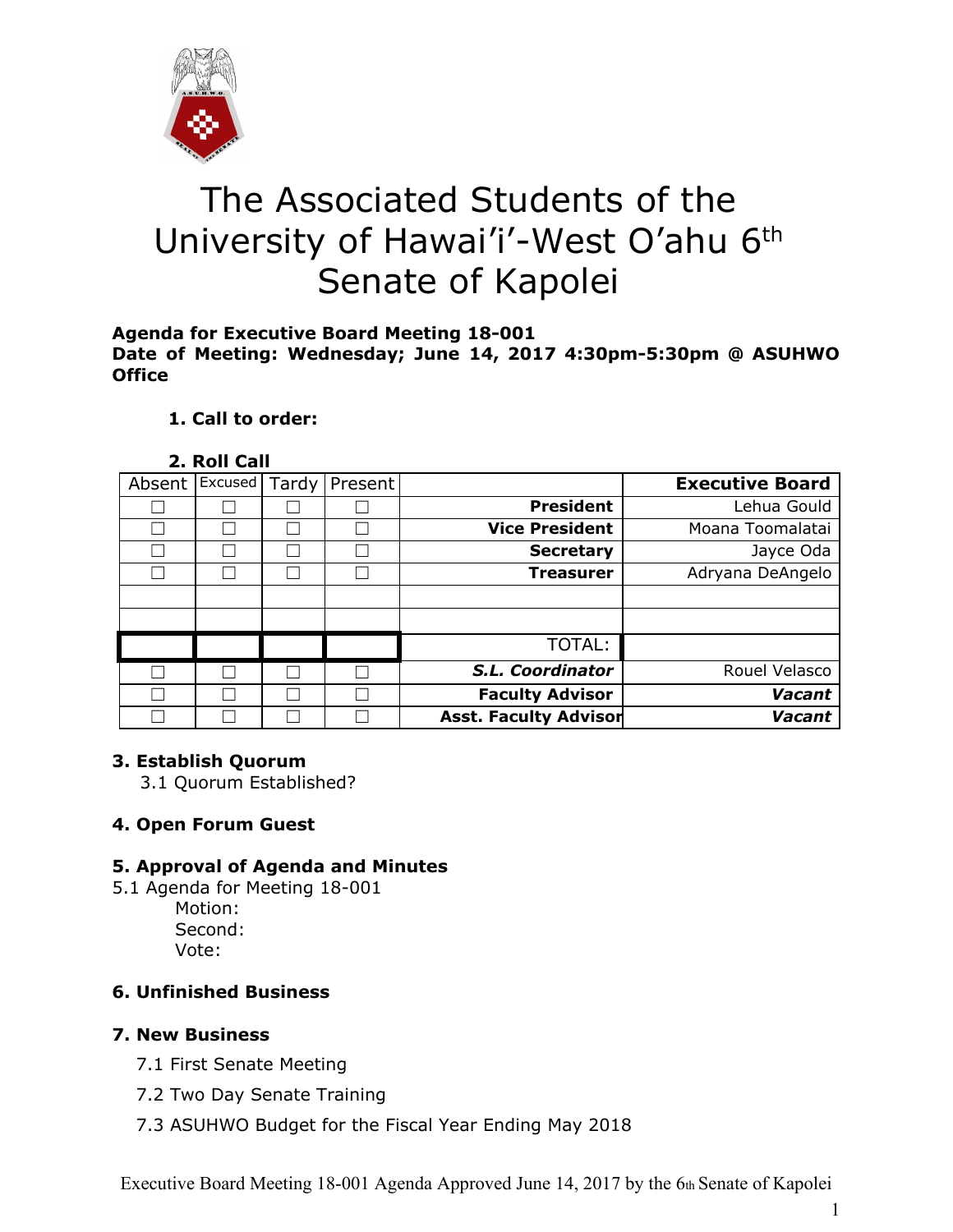# The Associated Students of the University of Hawai'i'-West O'ahu 6th Senate of Kapolei

**Agenda for Executive Board Meeting 18-001**
**Date of Meeting: Wednesday; June 14, 2017 4:30pm-5:30pm @ ASUHWO Office**

1. **Call to order:**

2. **Roll Call**

| Absent | Excused | Tardy | Present | | Executive Board |
|---|---|---|---|---|---|
| ☐ | ☐ | ☐ | ☐ | **President** | Lehua Gould |
| ☐ | ☐ | ☐ | ☐ | **Vice President** | Moana Toomalatai |
| ☐ | ☐ | ☐ | ☐ | **Secretary** | Jayce Oda |
| ☐ | ☐ | ☐ | ☐ | **Treasurer** | Adryana DeAngelo |
| | | | | | |
| | | | | | |
| | | | | TOTAL: | |
| ☐ | ☐ | ☐ | ☐ | ***S.L. Coordinator*** | Rouel Velasco |
| ☐ | ☐ | ☐ | ☐ | **Faculty Advisor** | ***Vacant*** |
| ☐ | ☐ | ☐ | ☐ | **Asst. Faculty Advisor** | ***Vacant*** |

**3. Establish Quorum**

3.1 Quorum Established?

**4. Open Forum Guest**

**5. Approval of Agenda and Minutes**

5.1 Agenda for Meeting 18-001

Motion:
Second:
Vote:

**6. Unfinished Business**

**7. New Business**

7.1 First Senate Meeting

7.2 Two Day Senate Training

7.3 ASUHWO Budget for the Fiscal Year Ending May 2018

Executive Board Meeting 18-001 Agenda Approved June 14, 2017 by the 6th Senate of Kapolei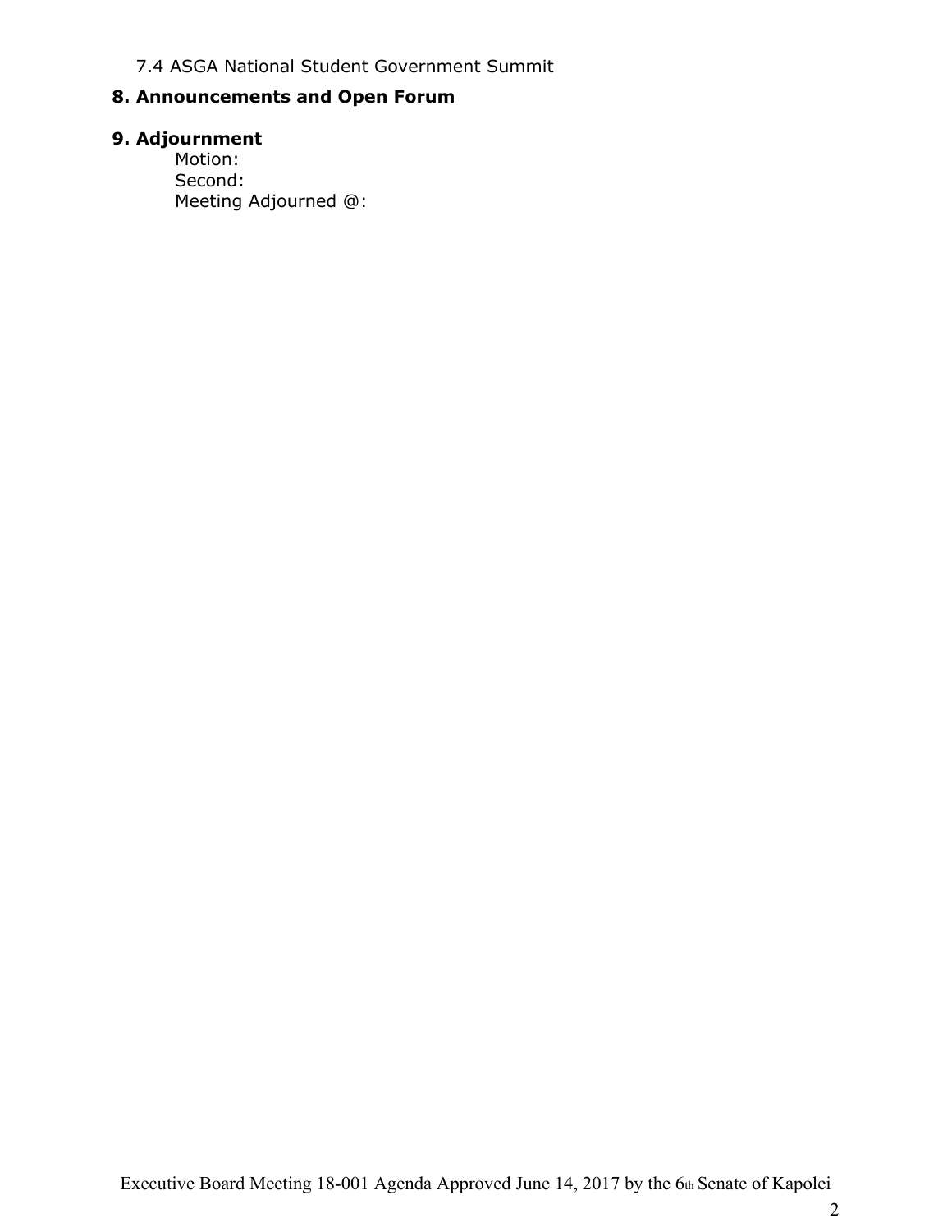7.4 ASGA National Student Government Summit

**8. Announcements and Open Forum**

**9. Adjournment**

Motion:
Second:
Meeting Adjourned @: